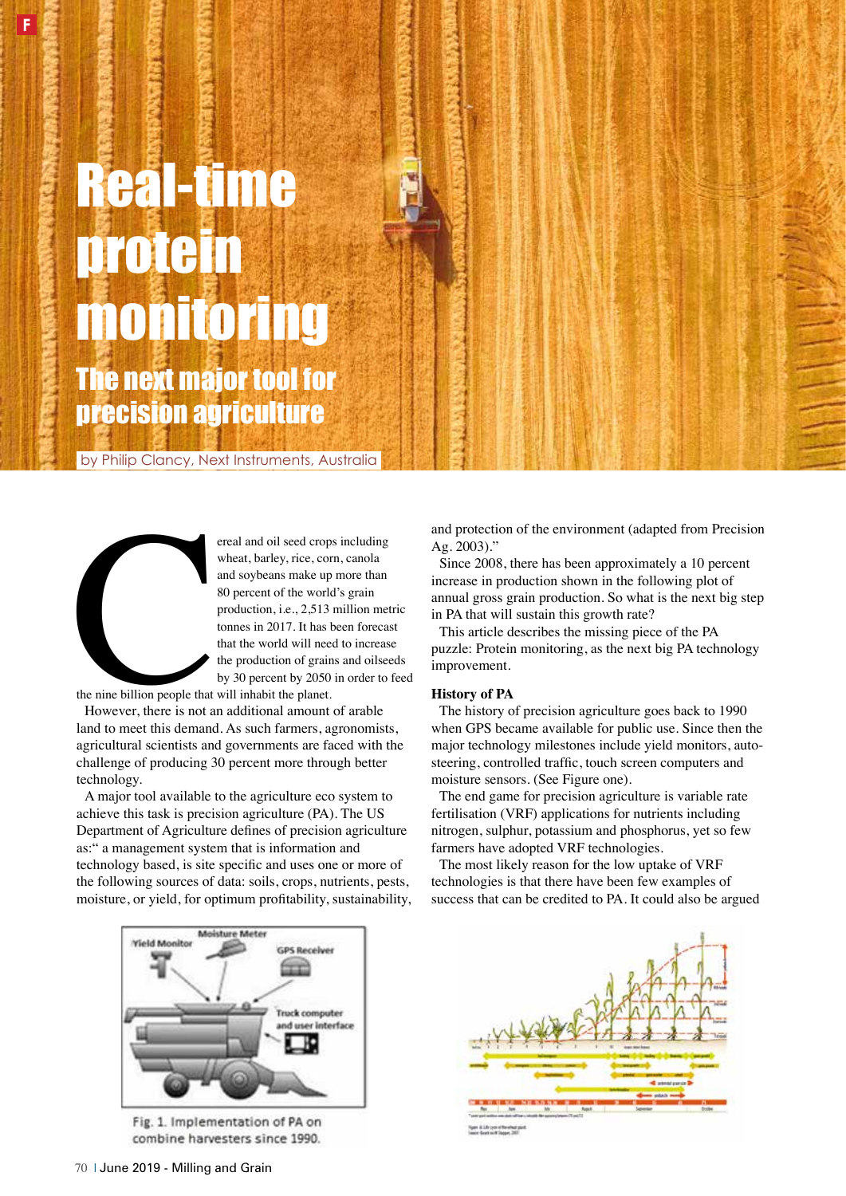# Real-time protein monitoring

## The next major tool for precision agriculture

by Philip Clancy, Next Instruments, Australia

Cereal and oil seed crops including wheat, barley, rice, corn, canola and soybeans make up more than 80 percent of the world's grain production, i.e., 2,513 million metric tonnes in 2017. It has been forecast that the world will need to increase the production of grains and oilseeds by 30 percent by 2050 in order to feed the nine billion people that will inhabit the planet.

However, there is not an additional amount of arable land to meet this demand. As such farmers, agronomists, agricultural scientists and governments are faced with the challenge of producing 30 percent more through better technology.

A major tool available to the agriculture eco system to achieve this task is precision agriculture (PA). The US Department of Agriculture defines of precision agriculture as:" a management system that is information and technology based, is site specific and uses one or more of the following sources of data: soils, crops, nutrients, pests, moisture, or yield, for optimum profitability, sustainability, and protection of the environment (adapted from Precision Ag. 2003)."

Since 2008, there has been approximately a 10 percent increase in production shown in the following plot of annual gross grain production. So what is the next big step in PA that will sustain this growth rate?

This article describes the missing piece of the PA puzzle: Protein monitoring, as the next big PA technology improvement.

### History of PA

The history of precision agriculture goes back to 1990 when GPS became available for public use. Since then the major technology milestones include yield monitors, auto-steering, controlled traffic, touch screen computers and moisture sensors. (See Figure one).

The end game for precision agriculture is variable rate fertilisation (VRF) applications for nutrients including nitrogen, sulphur, potassium and phosphorus, yet so few farmers have adopted VRF technologies.

The most likely reason for the low uptake of VRF technologies is that there have been few examples of success that can be credited to PA. It could also be argued

Fig. 1. Implementation of PA on combine harvesters since 1990.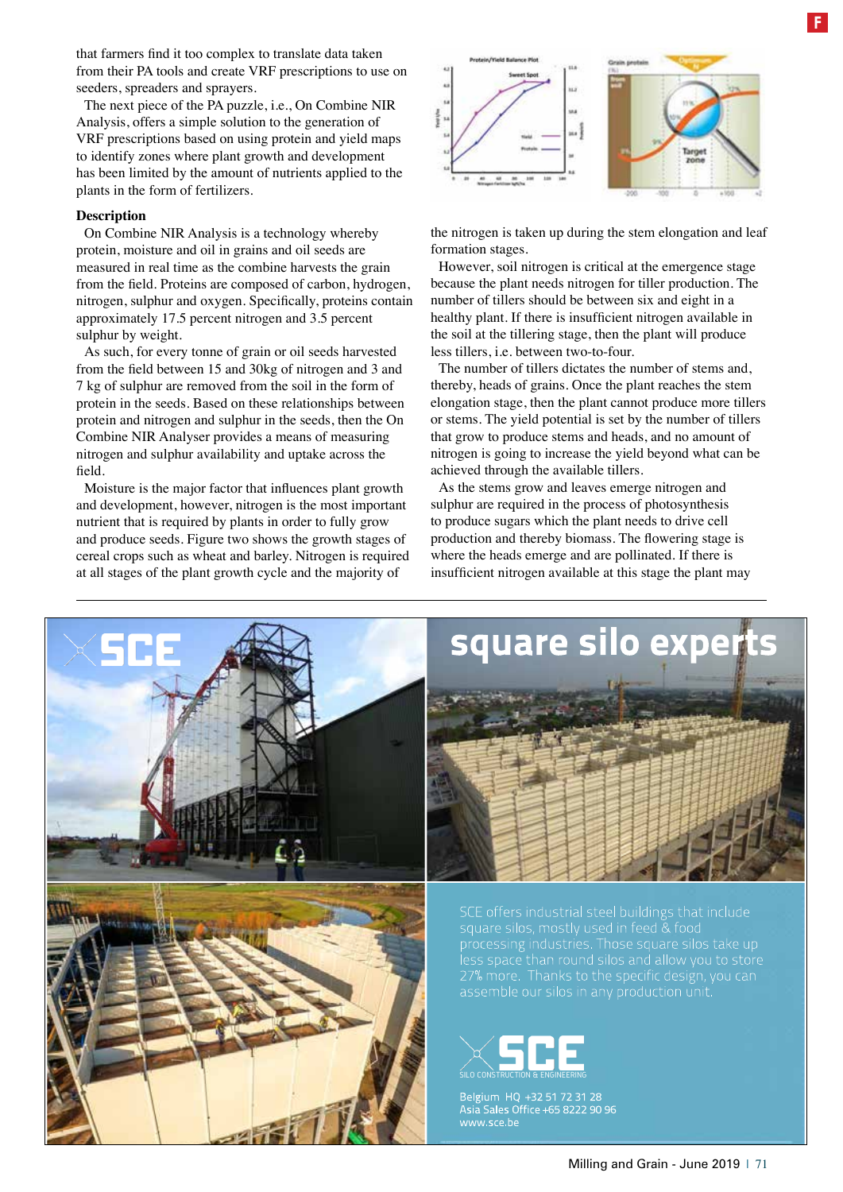that farmers find it too complex to translate data taken from their PA tools and create VRF prescriptions to use on seeders, spreaders and sprayers.

The next piece of the PA puzzle, i.e., On Combine NIR Analysis, offers a simple solution to the generation of VRF prescriptions based on using protein and yield maps to identify zones where plant growth and development has been limited by the amount of nutrients applied to the plants in the form of fertilizers.

### Description

On Combine NIR Analysis is a technology whereby protein, moisture and oil in grains and oil seeds are measured in real time as the combine harvests the grain from the field. Proteins are composed of carbon, hydrogen, nitrogen, sulphur and oxygen. Specifically, proteins contain approximately 17.5 percent nitrogen and 3.5 percent sulphur by weight.

As such, for every tonne of grain or oil seeds harvested from the field between 15 and 30kg of nitrogen and 3 and 7 kg of sulphur are removed from the soil in the form of protein in the seeds. Based on these relationships between protein and nitrogen and sulphur in the seeds, then the On Combine NIR Analyser provides a means of measuring nitrogen and sulphur availability and uptake across the field.

Moisture is the major factor that influences plant growth and development, however, nitrogen is the most important nutrient that is required by plants in order to fully grow and produce seeds. Figure two shows the growth stages of cereal crops such as wheat and barley. Nitrogen is required at all stages of the plant growth cycle and the majority of the nitrogen is taken up during the stem elongation and leaf formation stages.

However, soil nitrogen is critical at the emergence stage because the plant needs nitrogen for tiller production. The number of tillers should be between six and eight in a healthy plant. If there is insufficient nitrogen available in the soil at the tillering stage, then the plant will produce less tillers, i.e. between two-to-four.

The number of tillers dictates the number of stems and, thereby, heads of grains. Once the plant reaches the stem elongation stage, then the plant cannot produce more tillers or stems. The yield potential is set by the number of tillers that grow to produce stems and heads, and no amount of nitrogen is going to increase the yield beyond what can be achieved through the available tillers.

As the stems grow and leaves emerge nitrogen and sulphur are required in the process of photosynthesis to produce sugars which the plant needs to drive cell production and thereby biomass. The flowering stage is where the heads emerge and are pollinated. If there is insufficient nitrogen available at this stage the plant may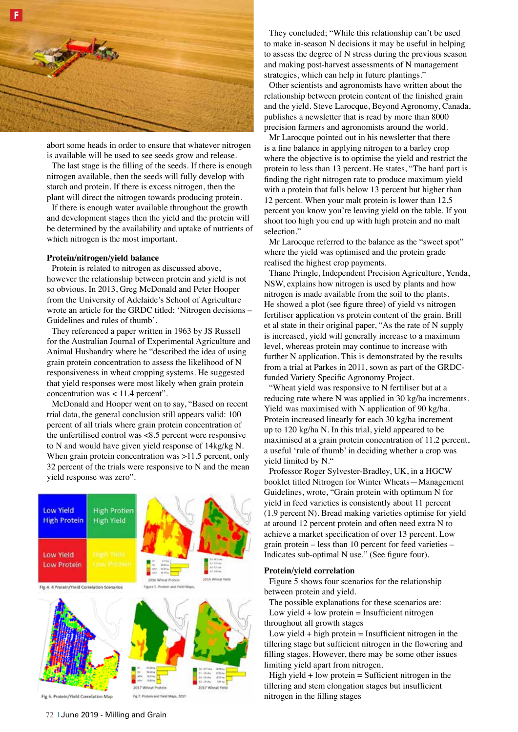abort some heads in order to ensure that whatever nitrogen is available will be used to see seeds grow and release.

The last stage is the filling of the seeds. If there is enough nitrogen available, then the seeds will fully develop with starch and protein. If there is excess nitrogen, then the plant will direct the nitrogen towards producing protein.

If there is enough water available throughout the growth and development stages then the yield and the protein will be determined by the availability and uptake of nutrients of which nitrogen is the most important.

**Protein/nitrogen/yield balance**

Protein is related to nitrogen as discussed above, however the relationship between protein and yield is not so obvious. In 2013, Greg McDonald and Peter Hooper from the University of Adelaide's School of Agriculture wrote an article for the GRDC titled: 'Nitrogen decisions – Guidelines and rules of thumb'.

They referenced a paper written in 1963 by JS Russell for the Australian Journal of Experimental Agriculture and Animal Husbandry where he "described the idea of using grain protein concentration to assess the likelihood of N responsiveness in wheat cropping systems. He suggested that yield responses were most likely when grain protein concentration was < 11.4 percent".

McDonald and Hooper went on to say, "Based on recent trial data, the general conclusion still appears valid: 100 percent of all trials where grain protein concentration of the unfertilised control was <8.5 percent were responsive to N and would have given yield response of 14kg/kg N. When grain protein concentration was >11.5 percent, only 32 percent of the trials were responsive to N and the mean yield response was zero".

Fig 4: 4 Protein/Yield Correlation Scenarios

Figure 5. Protein and Yield Maps

Fig 6. Protein/Yield Correlation Map

Fig 7. Protein and Yield Maps, 2017

They concluded; "While this relationship can't be used to make in-season N decisions it may be useful in helping to assess the degree of N stress during the previous season and making post-harvest assessments of N management strategies, which can help in future plantings."

Other scientists and agronomists have written about the relationship between protein content of the finished grain and the yield. Steve Larocque, Beyond Agronomy, Canada, publishes a newsletter that is read by more than 8000 precision farmers and agronomists around the world.

Mr Larocque pointed out in his newsletter that there is a fine balance in applying nitrogen to a barley crop where the objective is to optimise the yield and restrict the protein to less than 13 percent. He states, "The hard part is finding the right nitrogen rate to produce maximum yield with a protein that falls below 13 percent but higher than 12 percent. When your malt protein is lower than 12.5 percent you know you're leaving yield on the table. If you shoot too high you end up with high protein and no malt selection."

Mr Larocque referred to the balance as the "sweet spot" where the yield was optimised and the protein grade realised the highest crop payments.

Thane Pringle, Independent Precision Agriculture, Yenda, NSW, explains how nitrogen is used by plants and how nitrogen is made available from the soil to the plants. He showed a plot (see figure three) of yield vs nitrogen fertiliser application vs protein content of the grain. Brill et al state in their original paper, "As the rate of N supply is increased, yield will generally increase to a maximum level, whereas protein may continue to increase with further N application. This is demonstrated by the results from a trial at Parkes in 2011, sown as part of the GRDC-funded Variety Specific Agronomy Project.

"Wheat yield was responsive to N fertiliser but at a reducing rate where N was applied in 30 kg/ha increments. Yield was maximised with N application of 90 kg/ha. Protein increased linearly for each 30 kg/ha increment up to 120 kg/ha N. In this trial, yield appeared to be maximised at a grain protein concentration of 11.2 percent, a useful 'rule of thumb' in deciding whether a crop was yield limited by N."

Professor Roger Sylvester-Bradley, UK, in a HGCW booklet titled Nitrogen for Winter Wheats—Management Guidelines, wrote, "Grain protein with optimum N for yield in feed varieties is consistently about 11 percent (1.9 percent N). Bread making varieties optimise for yield at around 12 percent protein and often need extra N to achieve a market specification of over 13 percent. Low grain protein – less than 10 percent for feed varieties – Indicates sub-optimal N use." (See figure four).

**Protein/yield correlation**

Figure 5 shows four scenarios for the relationship between protein and yield.

The possible explanations for these scenarios are:

Low yield + low protein = Insufficient nitrogen throughout all growth stages

Low yield + high protein = Insufficient nitrogen in the tillering stage but sufficient nitrogen in the flowering and filling stages. However, there may be some other issues limiting yield apart from nitrogen.

High yield + low protein = Sufficient nitrogen in the tillering and stem elongation stages but insufficient nitrogen in the filling stages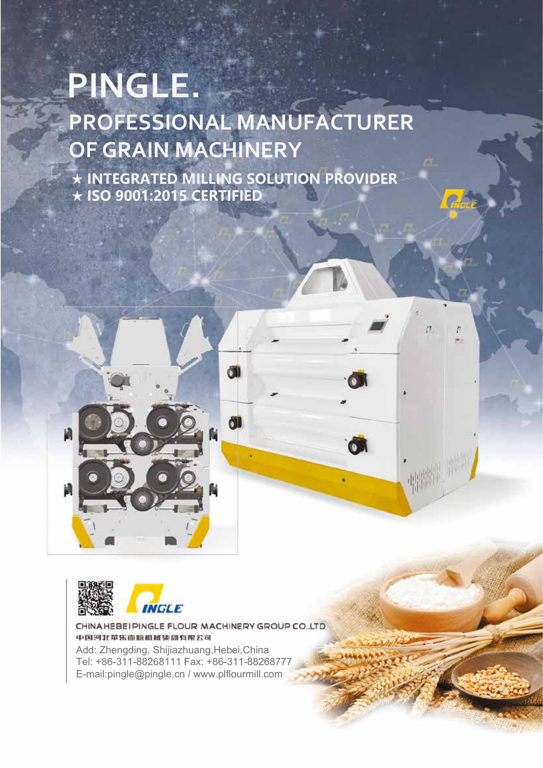# PINGLE.

## PROFESSIONAL MANUFACTURER OF GRAIN MACHINERY

★ INTEGRATED MILLING SOLUTION PROVIDER
★ ISO 9001:2015 CERTIFIED

CHINA HEBEI PINGLE FLOUR MACHINERY GROUP CO.,LTD

中国河北苹乐面粉机械集团有限公司

Add: Zhengding, Shijiazhuang,Hebei,China
Tel: +86-311-88268111 Fax: +86-311-88268777
E-mail:pingle@pingle.cn / www.plflourmill.com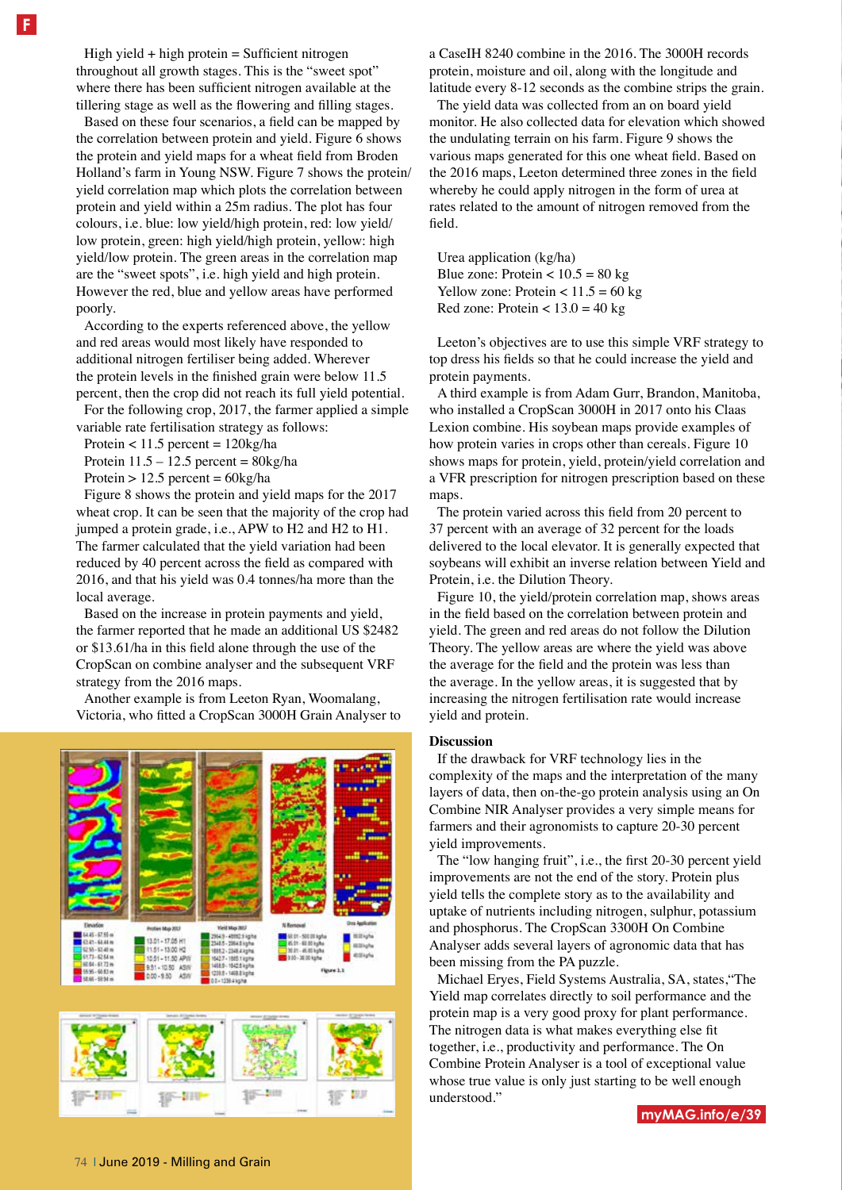High yield + high protein = Sufficient nitrogen throughout all growth stages. This is the "sweet spot" where there has been sufficient nitrogen available at the tillering stage as well as the flowering and filling stages.

Based on these four scenarios, a field can be mapped by the correlation between protein and yield. Figure 6 shows the protein and yield maps for a wheat field from Broden Holland's farm in Young NSW. Figure 7 shows the protein/yield correlation map which plots the correlation between protein and yield within a 25m radius. The plot has four colours, i.e. blue: low yield/high protein, red: low yield/low protein, green: high yield/high protein, yellow: high yield/low protein. The green areas in the correlation map are the "sweet spots", i.e. high yield and high protein. However the red, blue and yellow areas have performed poorly.

According to the experts referenced above, the yellow and red areas would most likely have responded to additional nitrogen fertiliser being added. Wherever the protein levels in the finished grain were below 11.5 percent, then the crop did not reach its full yield potential.

For the following crop, 2017, the farmer applied a simple variable rate fertilisation strategy as follows:

Protein < 11.5 percent = 120kg/ha

Protein 11.5 – 12.5 percent = 80kg/ha

Protein > 12.5 percent = 60kg/ha

Figure 8 shows the protein and yield maps for the 2017 wheat crop. It can be seen that the majority of the crop had jumped a protein grade, i.e., APW to H2 and H2 to H1. The farmer calculated that the yield variation had been reduced by 40 percent across the field as compared with 2016, and that his yield was 0.4 tonnes/ha more than the local average.

Based on the increase in protein payments and yield, the farmer reported that he made an additional US $2482 or $13.61/ha in this field alone through the use of the CropScan on combine analyser and the subsequent VRF strategy from the 2016 maps.

Another example is from Leeton Ryan, Woomalang, Victoria, who fitted a CropScan 3000H Grain Analyser to a CaseIH 8240 combine in the 2016. The 3000H records protein, moisture and oil, along with the longitude and latitude every 8-12 seconds as the combine strips the grain.

The yield data was collected from an on board yield monitor. He also collected data for elevation which showed the undulating terrain on his farm. Figure 9 shows the various maps generated for this one wheat field. Based on the 2016 maps, Leeton determined three zones in the field whereby he could apply nitrogen in the form of urea at rates related to the amount of nitrogen removed from the field.

Urea application (kg/ha)

Blue zone: Protein < 10.5 = 80 kg

Yellow zone: Protein < 11.5 = 60 kg

Red zone: Protein < 13.0 = 40 kg

Leeton's objectives are to use this simple VRF strategy to top dress his fields so that he could increase the yield and protein payments.

A third example is from Adam Gurr, Brandon, Manitoba, who installed a CropScan 3000H in 2017 onto his Claas Lexion combine. His soybean maps provide examples of how protein varies in crops other than cereals. Figure 10 shows maps for protein, yield, protein/yield correlation and a VFR prescription for nitrogen prescription based on these maps.

The protein varied across this field from 20 percent to 37 percent with an average of 32 percent for the loads delivered to the local elevator. It is generally expected that soybeans will exhibit an inverse relation between Yield and Protein, i.e. the Dilution Theory.

Figure 10, the yield/protein correlation map, shows areas in the field based on the correlation between protein and yield. The green and red areas do not follow the Dilution Theory. The yellow areas are where the yield was above the average for the field and the protein was less than the average. In the yellow areas, it is suggested that by increasing the nitrogen fertilisation rate would increase yield and protein.

## Discussion

If the drawback for VRF technology lies in the complexity of the maps and the interpretation of the many layers of data, then on-the-go protein analysis using an On Combine NIR Analyser provides a very simple means for farmers and their agronomists to capture 20-30 percent yield improvements.

The "low hanging fruit", i.e., the first 20-30 percent yield improvements are not the end of the story. Protein plus yield tells the complete story as to the availability and uptake of nutrients including nitrogen, sulphur, potassium and phosphorus. The CropScan 3300H On Combine Analyser adds several layers of agronomic data that has been missing from the PA puzzle.

Michael Eryes, Field Systems Australia, SA, states,"The Yield map correlates directly to soil performance and the protein map is a very good proxy for plant performance. The nitrogen data is what makes everything else fit together, i.e., productivity and performance. The On Combine Protein Analyser is a tool of exceptional value whose true value is only just starting to be well enough understood."

myMAG.info/e/39